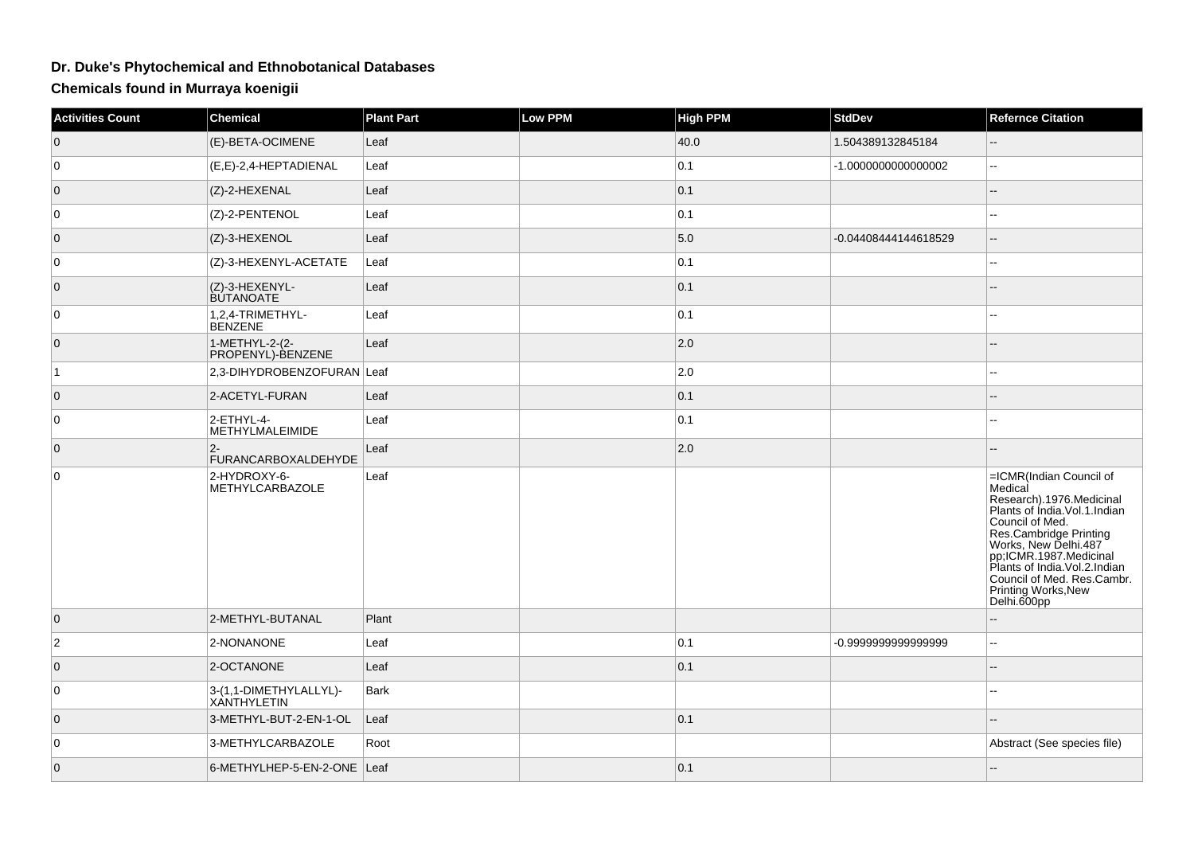# Dr. Duke's Phytochemical and Ethnobotanical Databases

## Chemicals found in Murraya koenigii

| Activities Count | Chemical | Plant Part | Low PPM | High PPM | StdDev | Refernce Citation |
|---|---|---|---|---|---|---|
| 0 | (E)-BETA-OCIMENE | Leaf | | 40.0 | 1.504389132845184 | -- |
| 0 | (E,E)-2,4-HEPTADIENAL | Leaf | | 0.1 | -1.0000000000000002 | -- |
| 0 | (Z)-2-HEXENAL | Leaf | | 0.1 | | -- |
| 0 | (Z)-2-PENTENOL | Leaf | | 0.1 | | -- |
| 0 | (Z)-3-HEXENOL | Leaf | | 5.0 | -0.04408444144618529 | -- |
| 0 | (Z)-3-HEXENYL-ACETATE | Leaf | | 0.1 | | -- |
| 0 | (Z)-3-HEXENYL-BUTANOATE | Leaf | | 0.1 | | -- |
| 0 | 1,2,4-TRIMETHYL-BENZENE | Leaf | | 0.1 | | -- |
| 0 | 1-METHYL-2-(2-PROPENYL)-BENZENE | Leaf | | 2.0 | | -- |
| 1 | 2,3-DIHYDROBENZOFURAN | Leaf | | 2.0 | | -- |
| 0 | 2-ACETYL-FURAN | Leaf | | 0.1 | | -- |
| 0 | 2-ETHYL-4-METHYLMALEIMIDE | Leaf | | 0.1 | | -- |
| 0 | 2-FURANCARBOXALDEHYDE | Leaf | | 2.0 | | -- |
| 0 | 2-HYDROXY-6-METHYLCARBAZOLE | Leaf | | | | =ICMR(Indian Council of Medical Research).1976.Medicinal Plants of India.Vol.1.Indian Council of Med. Res.Cambridge Printing Works, New Delhi.487 pp;ICMR.1987.Medicinal Plants of India.Vol.2.Indian Council of Med. Res.Cambr. Printing Works,New Delhi.600pp |
| 0 | 2-METHYL-BUTANAL | Plant | | | | -- |
| 2 | 2-NONANONE | Leaf | | 0.1 | -0.9999999999999999 | -- |
| 0 | 2-OCTANONE | Leaf | | 0.1 | | -- |
| 0 | 3-(1,1-DIMETHYLALLYL)-XANTHYLETIN | Bark | | | | -- |
| 0 | 3-METHYL-BUT-2-EN-1-OL | Leaf | | 0.1 | | -- |
| 0 | 3-METHYLCARBAZOLE | Root | | | | Abstract (See species file) |
| 0 | 6-METHYLHEP-5-EN-2-ONE | Leaf | | 0.1 | | -- |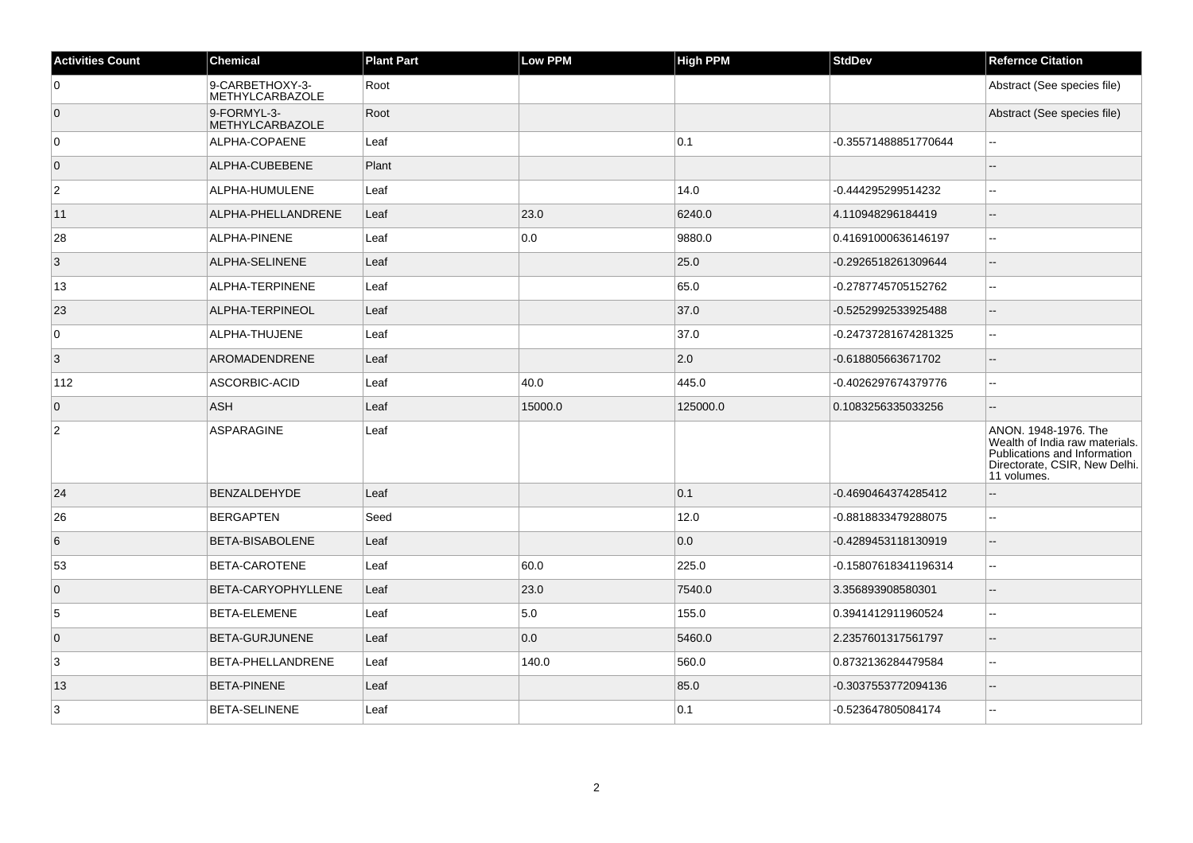| Activities Count | Chemical | Plant Part | Low PPM | High PPM | StdDev | Refernce Citation |
| --- | --- | --- | --- | --- | --- | --- |
| 0 | 9-CARBETHOXY-3-METHYLCARBAZOLE | Root | | | | Abstract (See species file) |
| 0 | 9-FORMYL-3-METHYLCARBAZOLE | Root | | | | Abstract (See species file) |
| 0 | ALPHA-COPAENE | Leaf | | 0.1 | -0.35571488851770644 | -- |
| 0 | ALPHA-CUBEBENE | Plant | | | | -- |
| 2 | ALPHA-HUMULENE | Leaf | | 14.0 | -0.444295299514232 | -- |
| 11 | ALPHA-PHELLANDRENE | Leaf | 23.0 | 6240.0 | 4.110948296184419 | -- |
| 28 | ALPHA-PINENE | Leaf | 0.0 | 9880.0 | 0.41691000636146197 | -- |
| 3 | ALPHA-SELINENE | Leaf | | 25.0 | -0.2926518261309644 | -- |
| 13 | ALPHA-TERPINENE | Leaf | | 65.0 | -0.2787745705152762 | -- |
| 23 | ALPHA-TERPINEOL | Leaf | | 37.0 | -0.5252992533925488 | -- |
| 0 | ALPHA-THUJENE | Leaf | | 37.0 | -0.24737281674281325 | -- |
| 3 | AROMADENDRENE | Leaf | | 2.0 | -0.618805663671702 | -- |
| 112 | ASCORBIC-ACID | Leaf | 40.0 | 445.0 | -0.4026297674379776 | -- |
| 0 | ASH | Leaf | 15000.0 | 125000.0 | 0.1083256335033256 | -- |
| 2 | ASPARAGINE | Leaf | | | | ANON. 1948-1976. The Wealth of India raw materials. Publications and Information Directorate, CSIR, New Delhi. 11 volumes. |
| 24 | BENZALDEHYDE | Leaf | | 0.1 | -0.4690464374285412 | -- |
| 26 | BERGAPTEN | Seed | | 12.0 | -0.8818833479288075 | -- |
| 6 | BETA-BISABOLENE | Leaf | | 0.0 | -0.4289453118130919 | -- |
| 53 | BETA-CAROTENE | Leaf | 60.0 | 225.0 | -0.15807618341196314 | -- |
| 0 | BETA-CARYOPHYLLENE | Leaf | 23.0 | 7540.0 | 3.356893908580301 | -- |
| 5 | BETA-ELEMENE | Leaf | 5.0 | 155.0 | 0.3941412911960524 | -- |
| 0 | BETA-GURJUNENE | Leaf | 0.0 | 5460.0 | 2.2357601317561797 | -- |
| 3 | BETA-PHELLANDRENE | Leaf | 140.0 | 560.0 | 0.8732136284479584 | -- |
| 13 | BETA-PINENE | Leaf | | 85.0 | -0.3037553772094136 | -- |
| 3 | BETA-SELINENE | Leaf | | 0.1 | -0.523647805084174 | -- |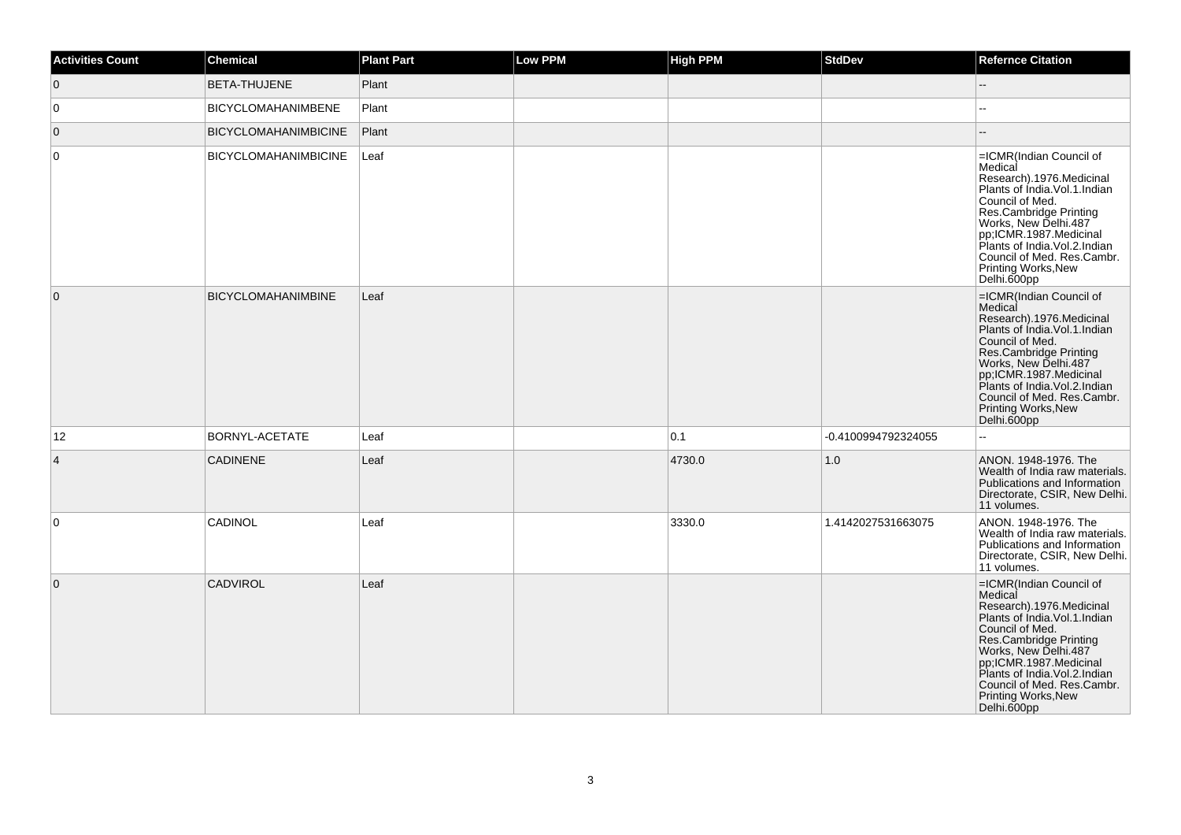| Activities Count | Chemical | Plant Part | Low PPM | High PPM | StdDev | Refernce Citation |
| --- | --- | --- | --- | --- | --- | --- |
| 0 | BETA-THUJENE | Plant | | | | -- |
| 0 | BICYCLOMAHANIMBENE | Plant | | | | -- |
| 0 | BICYCLOMAHANIMBICINE | Plant | | | | -- |
| 0 | BICYCLOMAHANIMBICINE | Leaf | | | | =ICMR(Indian Council of Medical Research).1976.Medicinal Plants of India.Vol.1.Indian Council of Med. Res.Cambridge Printing Works, New Delhi.487 pp;ICMR.1987.Medicinal Plants of India.Vol.2.Indian Council of Med. Res.Cambr. Printing Works,New Delhi.600pp |
| 0 | BICYCLOMAHANIMBINE | Leaf | | | | =ICMR(Indian Council of Medical Research).1976.Medicinal Plants of India.Vol.1.Indian Council of Med. Res.Cambridge Printing Works, New Delhi.487 pp;ICMR.1987.Medicinal Plants of India.Vol.2.Indian Council of Med. Res.Cambr. Printing Works,New Delhi.600pp |
| 12 | BORNYL-ACETATE | Leaf | | 0.1 | -0.4100994792324055 | -- |
| 4 | CADINENE | Leaf | | 4730.0 | 1.0 | ANON. 1948-1976. The Wealth of India raw materials. Publications and Information Directorate, CSIR, New Delhi. 11 volumes. |
| 0 | CADINOL | Leaf | | 3330.0 | 1.4142027531663075 | ANON. 1948-1976. The Wealth of India raw materials. Publications and Information Directorate, CSIR, New Delhi. 11 volumes. |
| 0 | CADVIROL | Leaf | | | | =ICMR(Indian Council of Medical Research).1976.Medicinal Plants of India.Vol.1.Indian Council of Med. Res.Cambridge Printing Works, New Delhi.487 pp;ICMR.1987.Medicinal Plants of India.Vol.2.Indian Council of Med. Res.Cambr. Printing Works,New Delhi.600pp |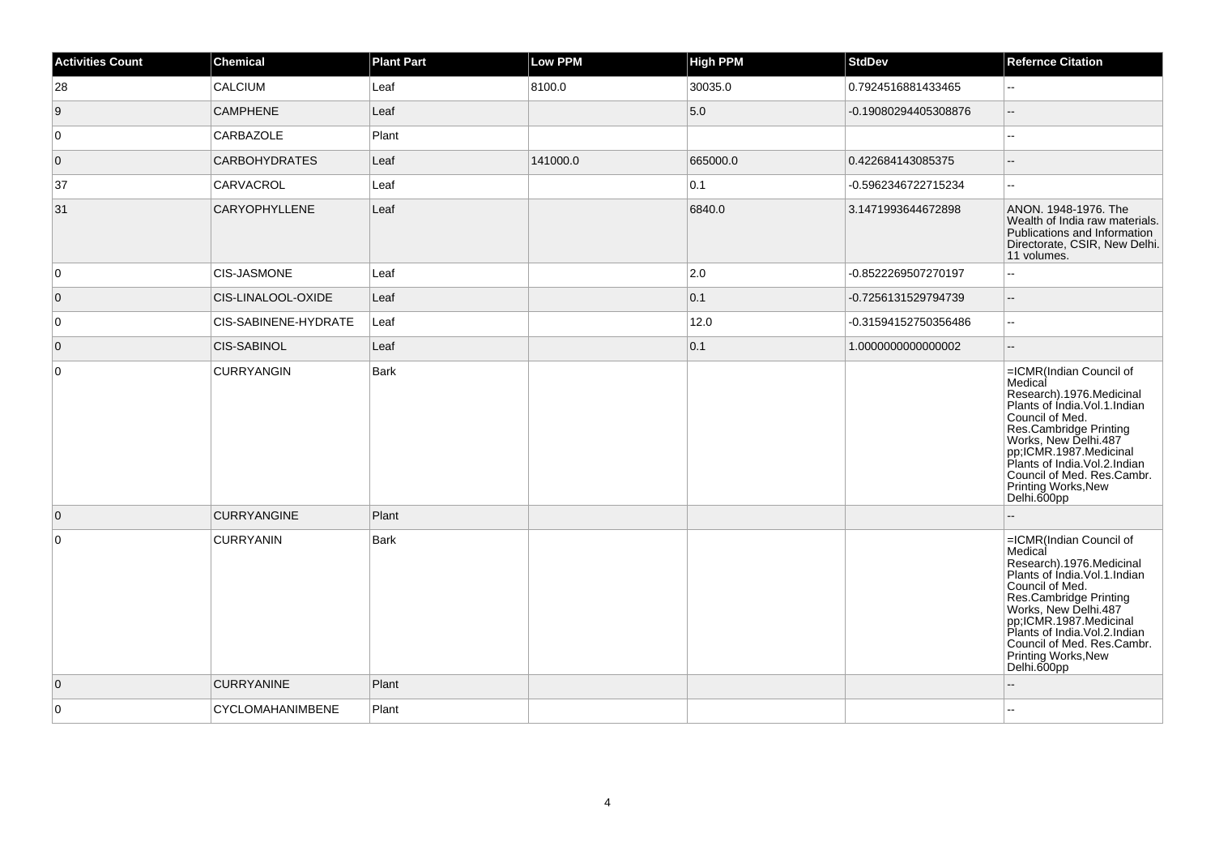| Activities Count | Chemical | Plant Part | Low PPM | High PPM | StdDev | Refernce Citation |
| --- | --- | --- | --- | --- | --- | --- |
| 28 | CALCIUM | Leaf | 8100.0 | 30035.0 | 0.7924516881433465 | -- |
| 9 | CAMPHENE | Leaf | | 5.0 | -0.19080294405308876 | -- |
| 0 | CARBAZOLE | Plant | | | | -- |
| 0 | CARBOHYDRATES | Leaf | 141000.0 | 665000.0 | 0.422684143085375 | -- |
| 37 | CARVACROL | Leaf | | 0.1 | -0.5962346722715234 | -- |
| 31 | CARYOPHYLLENE | Leaf | | 6840.0 | 3.1471993644672898 | ANON. 1948-1976. The Wealth of India raw materials. Publications and Information Directorate, CSIR, New Delhi. 11 volumes. |
| 0 | CIS-JASMONE | Leaf | | 2.0 | -0.8522269507270197 | -- |
| 0 | CIS-LINALOOL-OXIDE | Leaf | | 0.1 | -0.7256131529794739 | -- |
| 0 | CIS-SABINENE-HYDRATE | Leaf | | 12.0 | -0.31594152750356486 | -- |
| 0 | CIS-SABINOL | Leaf | | 0.1 | 1.0000000000000002 | -- |
| 0 | CURRYANGIN | Bark | | | | =ICMR(Indian Council of Medical Research).1976.Medicinal Plants of India.Vol.1.Indian Council of Med. Res.Cambridge Printing Works, New Delhi.487 pp;ICMR.1987.Medicinal Plants of India.Vol.2.Indian Council of Med. Res.Cambr. Printing Works,New Delhi.600pp |
| 0 | CURRYANGINE | Plant | | | | -- |
| 0 | CURRYANIN | Bark | | | | =ICMR(Indian Council of Medical Research).1976.Medicinal Plants of India.Vol.1.Indian Council of Med. Res.Cambridge Printing Works, New Delhi.487 pp;ICMR.1987.Medicinal Plants of India.Vol.2.Indian Council of Med. Res.Cambr. Printing Works,New Delhi.600pp |
| 0 | CURRYANINE | Plant | | | | -- |
| 0 | CYCLOMAHANIMBENE | Plant | | | | -- |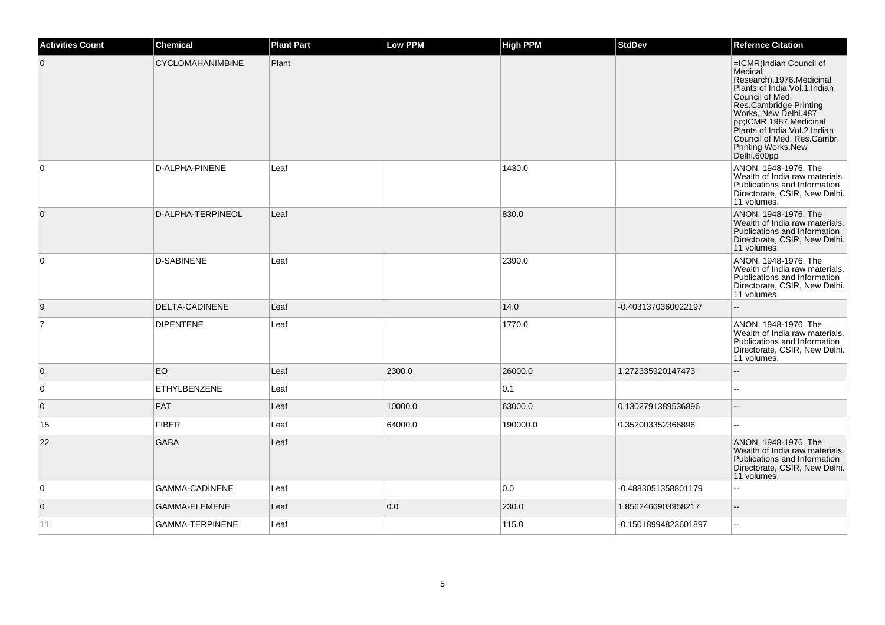| Activities Count | Chemical | Plant Part | Low PPM | High PPM | StdDev | Refernce Citation |
| --- | --- | --- | --- | --- | --- | --- |
| 0 | CYCLOMAHANIMBINE | Plant | | | | =ICMR(Indian Council of Medical Research).1976.Medicinal Plants of India.Vol.1.Indian Council of Med. Res.Cambridge Printing Works, New Delhi.487 pp;ICMR.1987.Medicinal Plants of India.Vol.2.Indian Council of Med. Res.Cambr. Printing Works,New Delhi.600pp |
| 0 | D-ALPHA-PINENE | Leaf | | 1430.0 | | ANON. 1948-1976. The Wealth of India raw materials. Publications and Information Directorate, CSIR, New Delhi. 11 volumes. |
| 0 | D-ALPHA-TERPINEOL | Leaf | | 830.0 | | ANON. 1948-1976. The Wealth of India raw materials. Publications and Information Directorate, CSIR, New Delhi. 11 volumes. |
| 0 | D-SABINENE | Leaf | | 2390.0 | | ANON. 1948-1976. The Wealth of India raw materials. Publications and Information Directorate, CSIR, New Delhi. 11 volumes. |
| 9 | DELTA-CADINENE | Leaf | | 14.0 | -0.4031370360022197 | -- |
| 7 | DIPENTENE | Leaf | | 1770.0 | | ANON. 1948-1976. The Wealth of India raw materials. Publications and Information Directorate, CSIR, New Delhi. 11 volumes. |
| 0 | EO | Leaf | 2300.0 | 26000.0 | 1.272335920147473 | -- |
| 0 | ETHYLBENZENE | Leaf | | 0.1 | | -- |
| 0 | FAT | Leaf | 10000.0 | 63000.0 | 0.1302791389536896 | -- |
| 15 | FIBER | Leaf | 64000.0 | 190000.0 | 0.352003352366896 | -- |
| 22 | GABA | Leaf | | | | ANON. 1948-1976. The Wealth of India raw materials. Publications and Information Directorate, CSIR, New Delhi. 11 volumes. |
| 0 | GAMMA-CADINENE | Leaf | | 0.0 | -0.4883051358801179 | -- |
| 0 | GAMMA-ELEMENE | Leaf | 0.0 | 230.0 | 1.8562466903958217 | -- |
| 11 | GAMMA-TERPINENE | Leaf | | 115.0 | -0.15018994823601897 | -- |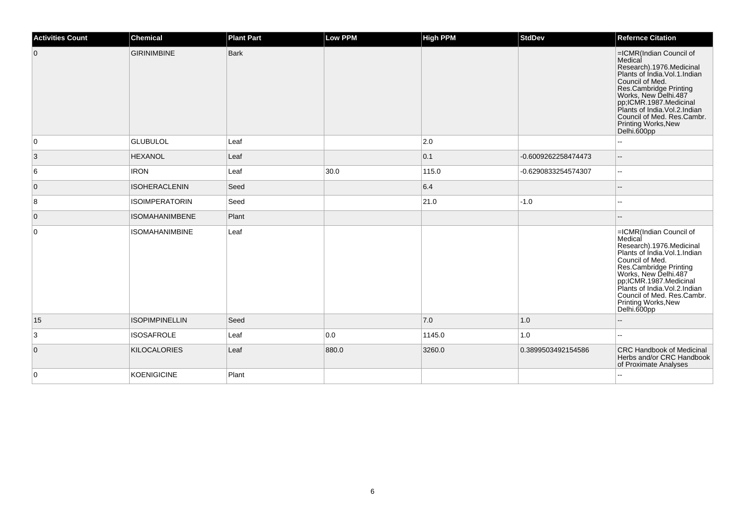| Activities Count | Chemical | Plant Part | Low PPM | High PPM | StdDev | Refernce Citation |
| --- | --- | --- | --- | --- | --- | --- |
| 0 | GIRINIMBINE | Bark | | | | =ICMR(Indian Council of Medical Research).1976.Medicinal Plants of India.Vol.1.Indian Council of Med. Res.Cambridge Printing Works, New Delhi.487 pp;ICMR.1987.Medicinal Plants of India.Vol.2.Indian Council of Med. Res.Cambr. Printing Works,New Delhi.600pp |
| 0 | GLUBULOL | Leaf | | 2.0 | | -- |
| 3 | HEXANOL | Leaf | | 0.1 | -0.6009262258474473 | -- |
| 6 | IRON | Leaf | 30.0 | 115.0 | -0.6290833254574307 | -- |
| 0 | ISOHERACLENIN | Seed | | 6.4 | | -- |
| 8 | ISOIMPERATORIN | Seed | | 21.0 | -1.0 | -- |
| 0 | ISOMAHANIMBENE | Plant | | | | -- |
| 0 | ISOMAHANIMBINE | Leaf | | | | =ICMR(Indian Council of Medical Research).1976.Medicinal Plants of India.Vol.1.Indian Council of Med. Res.Cambridge Printing Works, New Delhi.487 pp;ICMR.1987.Medicinal Plants of India.Vol.2.Indian Council of Med. Res.Cambr. Printing Works,New Delhi.600pp |
| 15 | ISOPIMPINELLIN | Seed | | 7.0 | 1.0 | -- |
| 3 | ISOSAFROLE | Leaf | 0.0 | 1145.0 | 1.0 | -- |
| 0 | KILOCALORIES | Leaf | 880.0 | 3260.0 | 0.3899503492154586 | CRC Handbook of Medicinal Herbs and/or CRC Handbook of Proximate Analyses |
| 0 | KOENIGICINE | Plant | | | | -- |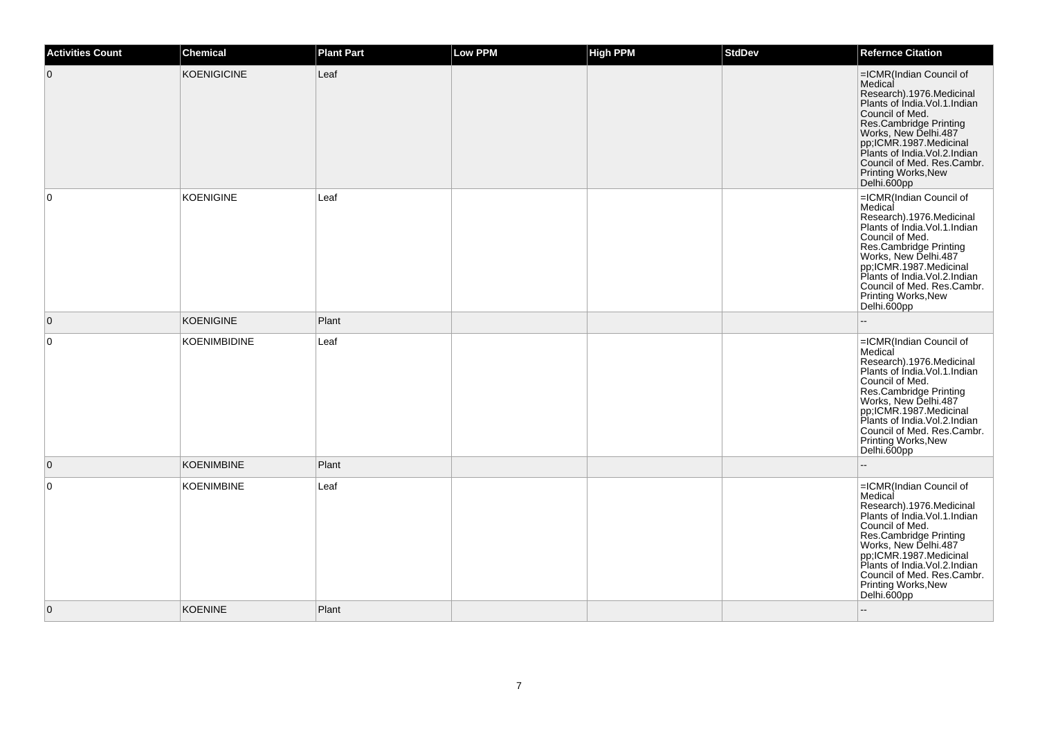| Activities Count | Chemical | Plant Part | Low PPM | High PPM | StdDev | Refernce Citation |
| --- | --- | --- | --- | --- | --- | --- |
| 0 | KOENIGICINE | Leaf | | | | =ICMR(Indian Council of Medical Research).1976.Medicinal Plants of India.Vol.1.Indian Council of Med. Res.Cambridge Printing Works, New Delhi.487 pp;ICMR.1987.Medicinal Plants of India.Vol.2.Indian Council of Med. Res.Cambr. Printing Works,New Delhi.600pp |
| 0 | KOENIGINE | Leaf | | | | =ICMR(Indian Council of Medical Research).1976.Medicinal Plants of India.Vol.1.Indian Council of Med. Res.Cambridge Printing Works, New Delhi.487 pp;ICMR.1987.Medicinal Plants of India.Vol.2.Indian Council of Med. Res.Cambr. Printing Works,New Delhi.600pp |
| 0 | KOENIGINE | Plant | | | | -- |
| 0 | KOENIMBIDINE | Leaf | | | | =ICMR(Indian Council of Medical Research).1976.Medicinal Plants of India.Vol.1.Indian Council of Med. Res.Cambridge Printing Works, New Delhi.487 pp;ICMR.1987.Medicinal Plants of India.Vol.2.Indian Council of Med. Res.Cambr. Printing Works,New Delhi.600pp |
| 0 | KOENIMBINE | Plant | | | | -- |
| 0 | KOENIMBINE | Leaf | | | | =ICMR(Indian Council of Medical Research).1976.Medicinal Plants of India.Vol.1.Indian Council of Med. Res.Cambridge Printing Works, New Delhi.487 pp;ICMR.1987.Medicinal Plants of India.Vol.2.Indian Council of Med. Res.Cambr. Printing Works,New Delhi.600pp |
| 0 | KOENINE | Plant | | | | -- |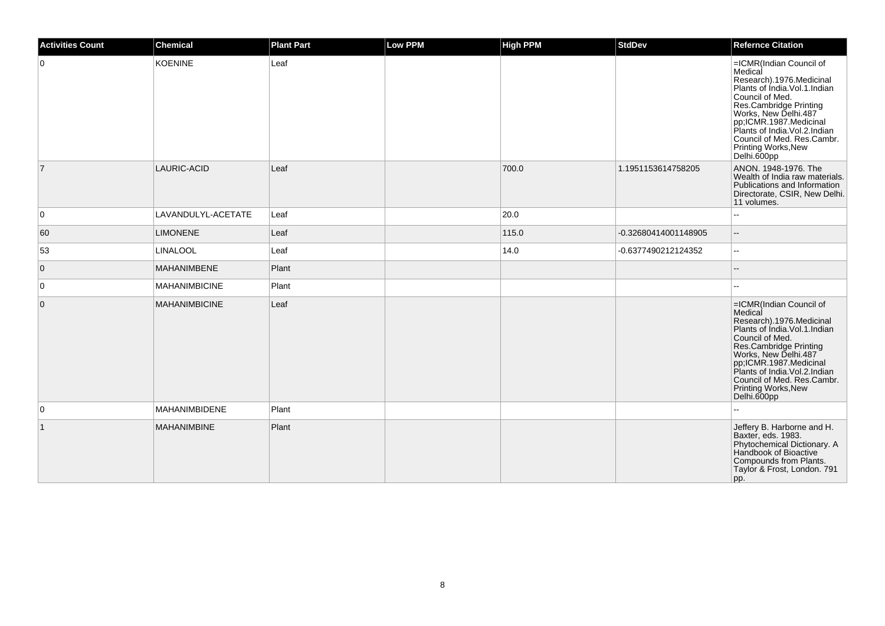| Activities Count | Chemical | Plant Part | Low PPM | High PPM | StdDev | Refernce Citation |
| --- | --- | --- | --- | --- | --- | --- |
| 0 | KOENINE | Leaf | | | | =ICMR(Indian Council of Medical Research).1976.Medicinal Plants of India.Vol.1.Indian Council of Med. Res.Cambridge Printing Works, New Delhi.487 pp;ICMR.1987.Medicinal Plants of India.Vol.2.Indian Council of Med. Res.Cambr. Printing Works,New Delhi.600pp |
| 7 | LAURIC-ACID | Leaf | | 700.0 | 1.1951153614758205 | ANON. 1948-1976. The Wealth of India raw materials. Publications and Information Directorate, CSIR, New Delhi. 11 volumes. |
| 0 | LAVANDULYL-ACETATE | Leaf | | 20.0 | | -- |
| 60 | LIMONENE | Leaf | | 115.0 | -0.32680414001148905 | -- |
| 53 | LINALOOL | Leaf | | 14.0 | -0.6377490212124352 | -- |
| 0 | MAHANIMBENE | Plant | | | | -- |
| 0 | MAHANIMBICINE | Plant | | | | -- |
| 0 | MAHANIMBICINE | Leaf | | | | =ICMR(Indian Council of Medical Research).1976.Medicinal Plants of India.Vol.1.Indian Council of Med. Res.Cambridge Printing Works, New Delhi.487 pp;ICMR.1987.Medicinal Plants of India.Vol.2.Indian Council of Med. Res.Cambr. Printing Works,New Delhi.600pp |
| 0 | MAHANIMBIDENE | Plant | | | | -- |
| 1 | MAHANIMBINE | Plant | | | | Jeffery B. Harborne and H. Baxter, eds. 1983. Phytochemical Dictionary. A Handbook of Bioactive Compounds from Plants. Taylor & Frost, London. 791 pp. |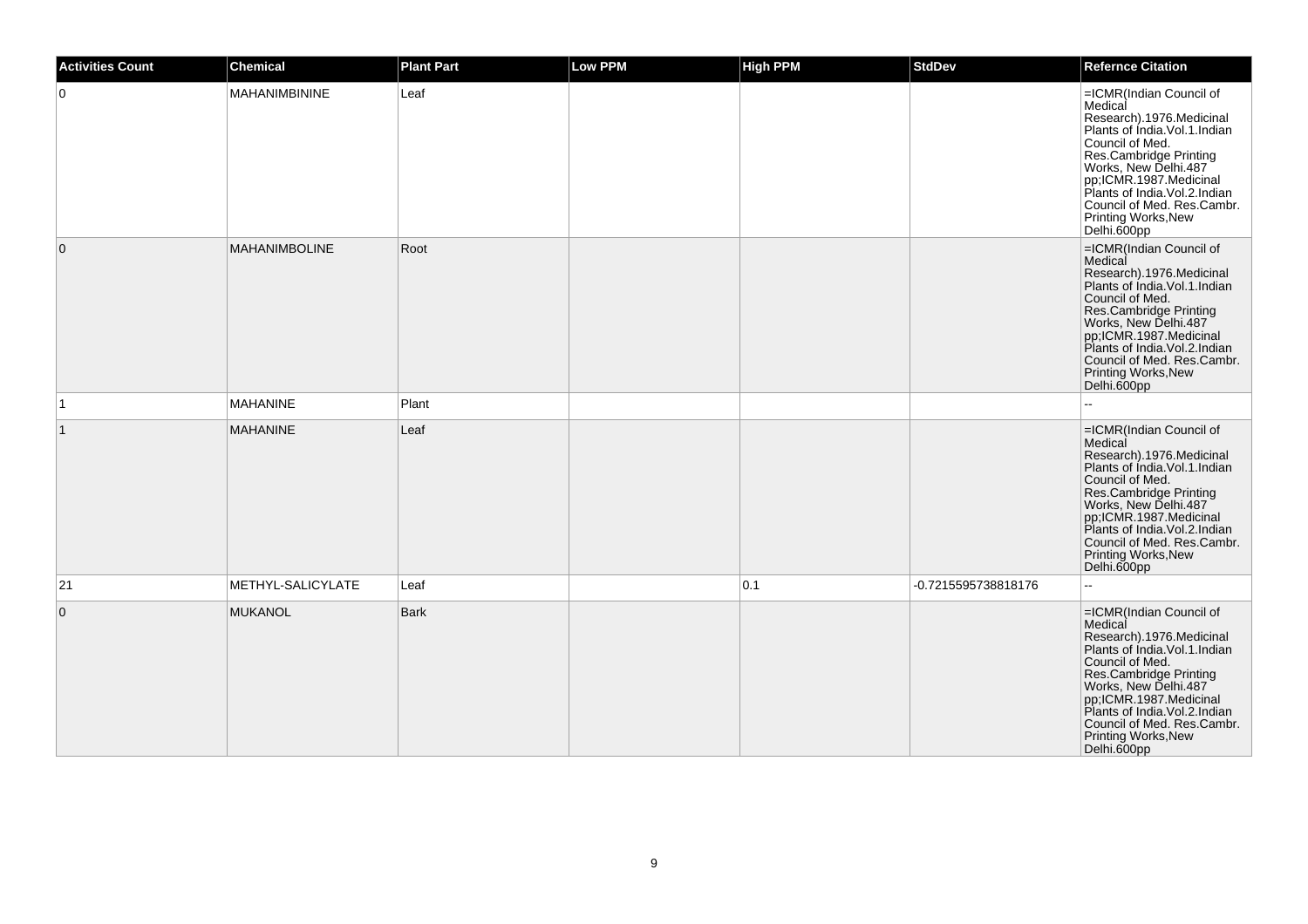| Activities Count | Chemical | Plant Part | Low PPM | High PPM | StdDev | Refernce Citation |
|---|---|---|---|---|---|---|
| 0 | MAHANIMBININE | Leaf | | | | =ICMR(Indian Council of Medical Research).1976.Medicinal Plants of India.Vol.1.Indian Council of Med. Res.Cambridge Printing Works, New Delhi.487 pp;ICMR.1987.Medicinal Plants of India.Vol.2.Indian Council of Med. Res.Cambr. Printing Works,New Delhi.600pp |
| 0 | MAHANIMBOLINE | Root | | | | =ICMR(Indian Council of Medical Research).1976.Medicinal Plants of India.Vol.1.Indian Council of Med. Res.Cambridge Printing Works, New Delhi.487 pp;ICMR.1987.Medicinal Plants of India.Vol.2.Indian Council of Med. Res.Cambr. Printing Works,New Delhi.600pp |
| 1 | MAHANINE | Plant | | | | -- |
| 1 | MAHANINE | Leaf | | | | =ICMR(Indian Council of Medical Research).1976.Medicinal Plants of India.Vol.1.Indian Council of Med. Res.Cambridge Printing Works, New Delhi.487 pp;ICMR.1987.Medicinal Plants of India.Vol.2.Indian Council of Med. Res.Cambr. Printing Works,New Delhi.600pp |
| 21 | METHYL-SALICYLATE | Leaf | | 0.1 | -0.7215595738818176 | -- |
| 0 | MUKANOL | Bark | | | | =ICMR(Indian Council of Medical Research).1976.Medicinal Plants of India.Vol.1.Indian Council of Med. Res.Cambridge Printing Works, New Delhi.487 pp;ICMR.1987.Medicinal Plants of India.Vol.2.Indian Council of Med. Res.Cambr. Printing Works,New Delhi.600pp |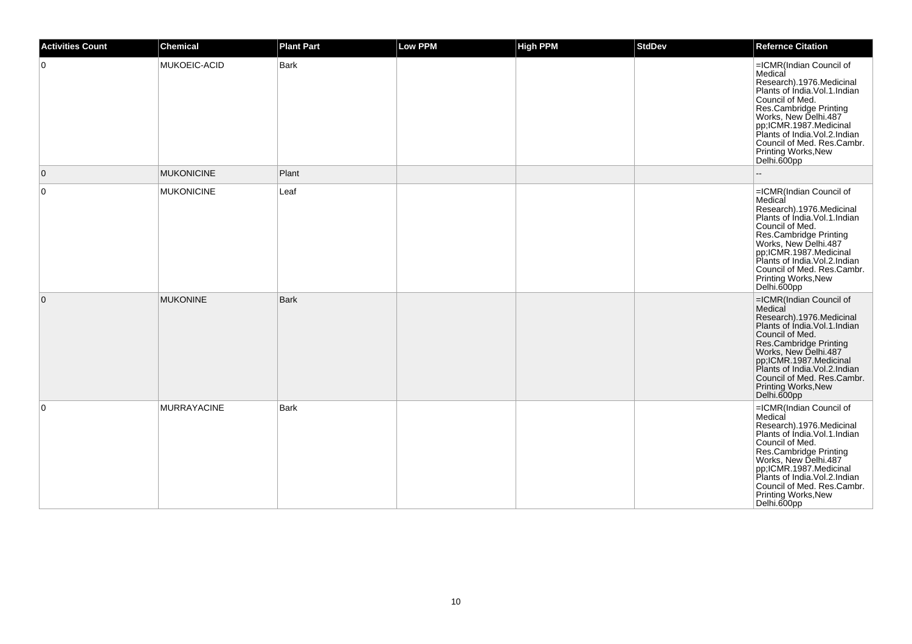| Activities Count | Chemical | Plant Part | Low PPM | High PPM | StdDev | Refernce Citation |
|---|---|---|---|---|---|---|
| 0 | MUKOEIC-ACID | Bark | | | | =ICMR(Indian Council of Medical Research).1976.Medicinal Plants of India.Vol.1.Indian Council of Med. Res.Cambridge Printing Works, New Delhi.487 pp;ICMR.1987.Medicinal Plants of India.Vol.2.Indian Council of Med. Res.Cambr. Printing Works,New Delhi.600pp |
| 0 | MUKONICINE | Plant | | | | -- |
| 0 | MUKONICINE | Leaf | | | | =ICMR(Indian Council of Medical Research).1976.Medicinal Plants of India.Vol.1.Indian Council of Med. Res.Cambridge Printing Works, New Delhi.487 pp;ICMR.1987.Medicinal Plants of India.Vol.2.Indian Council of Med. Res.Cambr. Printing Works,New Delhi.600pp |
| 0 | MUKONINE | Bark | | | | =ICMR(Indian Council of Medical Research).1976.Medicinal Plants of India.Vol.1.Indian Council of Med. Res.Cambridge Printing Works, New Delhi.487 pp;ICMR.1987.Medicinal Plants of India.Vol.2.Indian Council of Med. Res.Cambr. Printing Works,New Delhi.600pp |
| 0 | MURRAYACINE | Bark | | | | =ICMR(Indian Council of Medical Research).1976.Medicinal Plants of India.Vol.1.Indian Council of Med. Res.Cambridge Printing Works, New Delhi.487 pp;ICMR.1987.Medicinal Plants of India.Vol.2.Indian Council of Med. Res.Cambr. Printing Works,New Delhi.600pp |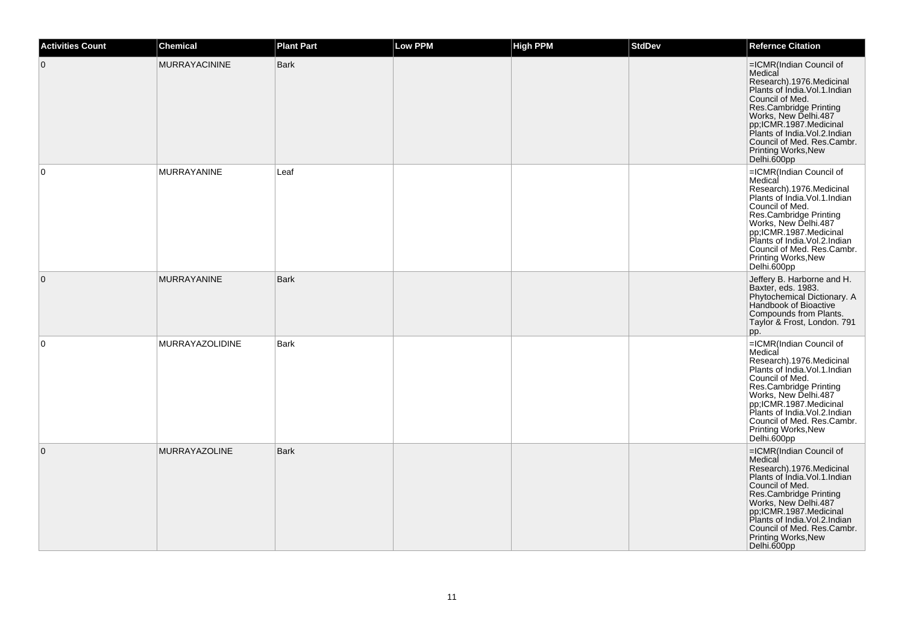| Activities Count | Chemical | Plant Part | Low PPM | High PPM | StdDev | Refernce Citation |
|---|---|---|---|---|---|---|
| 0 | MURRAYACININE | Bark | | | | =ICMR(Indian Council of Medical Research).1976.Medicinal Plants of India.Vol.1.Indian Council of Med. Res.Cambridge Printing Works, New Delhi.487 pp;ICMR.1987.Medicinal Plants of India.Vol.2.Indian Council of Med. Res.Cambr. Printing Works,New Delhi.600pp |
| 0 | MURRAYANINE | Leaf | | | | =ICMR(Indian Council of Medical Research).1976.Medicinal Plants of India.Vol.1.Indian Council of Med. Res.Cambridge Printing Works, New Delhi.487 pp;ICMR.1987.Medicinal Plants of India.Vol.2.Indian Council of Med. Res.Cambr. Printing Works,New Delhi.600pp |
| 0 | MURRAYANINE | Bark | | | | Jeffery B. Harborne and H. Baxter, eds. 1983. Phytochemical Dictionary. A Handbook of Bioactive Compounds from Plants. Taylor & Frost, London. 791 pp. |
| 0 | MURRAYAZOLIDINE | Bark | | | | =ICMR(Indian Council of Medical Research).1976.Medicinal Plants of India.Vol.1.Indian Council of Med. Res.Cambridge Printing Works, New Delhi.487 pp;ICMR.1987.Medicinal Plants of India.Vol.2.Indian Council of Med. Res.Cambr. Printing Works,New Delhi.600pp |
| 0 | MURRAYAZOLINE | Bark | | | | =ICMR(Indian Council of Medical Research).1976.Medicinal Plants of India.Vol.1.Indian Council of Med. Res.Cambridge Printing Works, New Delhi.487 pp;ICMR.1987.Medicinal Plants of India.Vol.2.Indian Council of Med. Res.Cambr. Printing Works,New Delhi.600pp |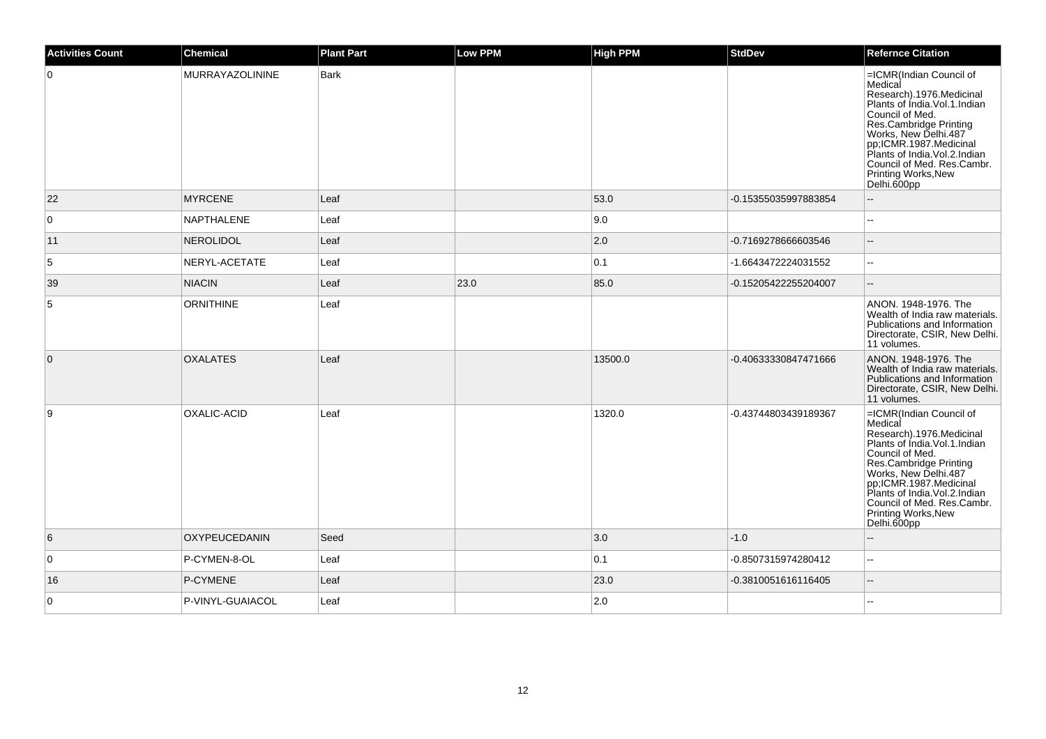| Activities Count | Chemical | Plant Part | Low PPM | High PPM | StdDev | Refernce Citation |
|---|---|---|---|---|---|---|
| 0 | MURRAYAZOLININE | Bark | | | | =ICMR(Indian Council of Medical Research).1976.Medicinal Plants of India.Vol.1.Indian Council of Med. Res.Cambridge Printing Works, New Delhi.487 pp;ICMR.1987.Medicinal Plants of India.Vol.2.Indian Council of Med. Res.Cambr. Printing Works,New Delhi.600pp |
| 22 | MYRCENE | Leaf | | 53.0 | -0.15355035997883854 | -- |
| 0 | NAPTHALENE | Leaf | | 9.0 | | -- |
| 11 | NEROLIDOL | Leaf | | 2.0 | -0.7169278666603546 | -- |
| 5 | NERYL-ACETATE | Leaf | | 0.1 | -1.6643472224031552 | -- |
| 39 | NIACIN | Leaf | 23.0 | 85.0 | -0.15205422255204007 | -- |
| 5 | ORNITHINE | Leaf | | | | ANON. 1948-1976. The Wealth of India raw materials. Publications and Information Directorate, CSIR, New Delhi. 11 volumes. |
| 0 | OXALATES | Leaf | | 13500.0 | -0.40633330847471666 | ANON. 1948-1976. The Wealth of India raw materials. Publications and Information Directorate, CSIR, New Delhi. 11 volumes. |
| 9 | OXALIC-ACID | Leaf | | 1320.0 | -0.43744803439189367 | =ICMR(Indian Council of Medical Research).1976.Medicinal Plants of India.Vol.1.Indian Council of Med. Res.Cambridge Printing Works, New Delhi.487 pp;ICMR.1987.Medicinal Plants of India.Vol.2.Indian Council of Med. Res.Cambr. Printing Works,New Delhi.600pp |
| 6 | OXYPEUCEDANIN | Seed | | 3.0 | -1.0 | -- |
| 0 | P-CYMEN-8-OL | Leaf | | 0.1 | -0.8507315974280412 | -- |
| 16 | P-CYMENE | Leaf | | 23.0 | -0.3810051616116405 | -- |
| 0 | P-VINYL-GUAIACOL | Leaf | | 2.0 | | -- |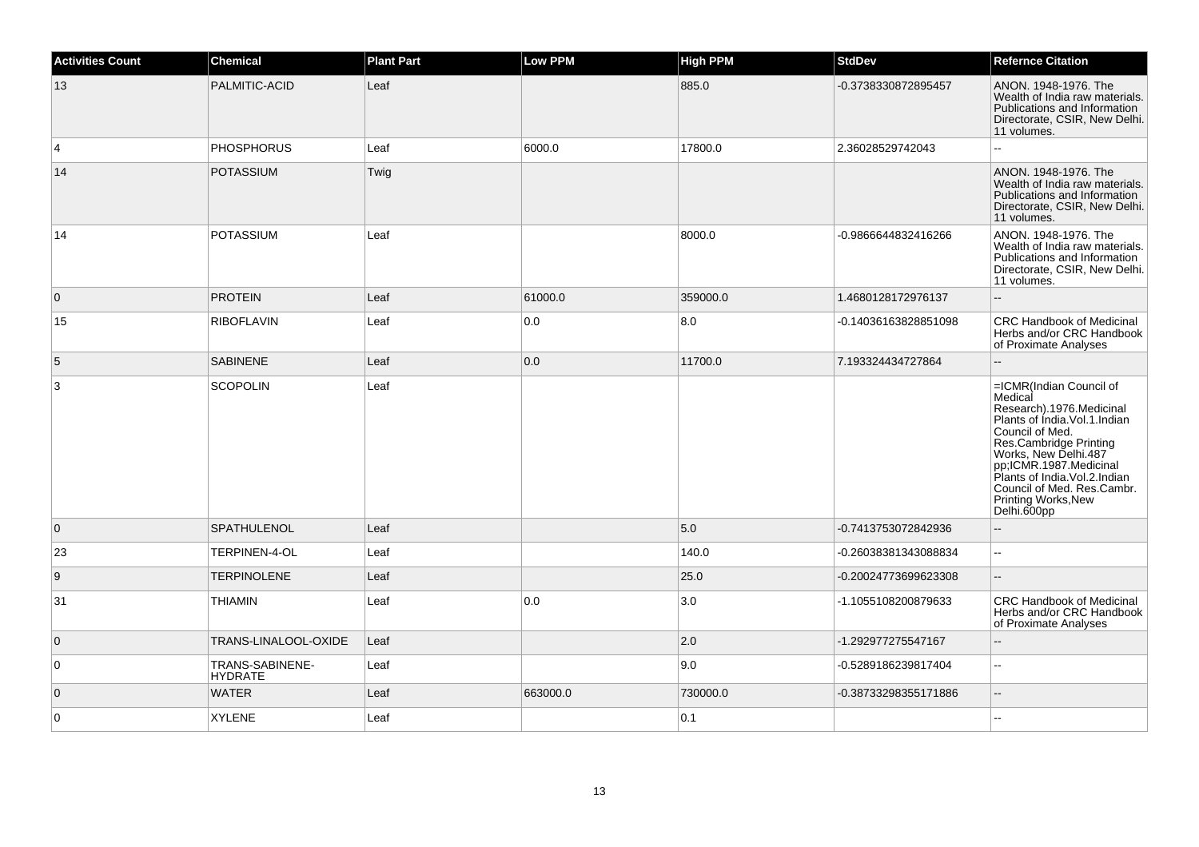| Activities Count | Chemical | Plant Part | Low PPM | High PPM | StdDev | Refernce Citation |
| --- | --- | --- | --- | --- | --- | --- |
| 13 | PALMITIC-ACID | Leaf | | 885.0 | -0.3738330872895457 | ANON. 1948-1976. The Wealth of India raw materials. Publications and Information Directorate, CSIR, New Delhi. 11 volumes. |
| 4 | PHOSPHORUS | Leaf | 6000.0 | 17800.0 | 2.36028529742043 | -- |
| 14 | POTASSIUM | Twig | | | | ANON. 1948-1976. The Wealth of India raw materials. Publications and Information Directorate, CSIR, New Delhi. 11 volumes. |
| 14 | POTASSIUM | Leaf | | 8000.0 | -0.9866644832416266 | ANON. 1948-1976. The Wealth of India raw materials. Publications and Information Directorate, CSIR, New Delhi. 11 volumes. |
| 0 | PROTEIN | Leaf | 61000.0 | 359000.0 | 1.4680128172976137 | -- |
| 15 | RIBOFLAVIN | Leaf | 0.0 | 8.0 | -0.14036163828851098 | CRC Handbook of Medicinal Herbs and/or CRC Handbook of Proximate Analyses |
| 5 | SABINENE | Leaf | 0.0 | 11700.0 | 7.193324434727864 | -- |
| 3 | SCOPOLIN | Leaf | | | | =ICMR(Indian Council of Medical Research).1976.Medicinal Plants of India.Vol.1.Indian Council of Med. Res.Cambridge Printing Works, New Delhi.487 pp;ICMR.1987.Medicinal Plants of India.Vol.2.Indian Council of Med. Res.Cambr. Printing Works,New Delhi.600pp |
| 0 | SPATHULENOL | Leaf | | 5.0 | -0.7413753072842936 | -- |
| 23 | TERPINEN-4-OL | Leaf | | 140.0 | -0.26038381343088834 | -- |
| 9 | TERPINOLENE | Leaf | | 25.0 | -0.20024773699623308 | -- |
| 31 | THIAMIN | Leaf | 0.0 | 3.0 | -1.1055108200879633 | CRC Handbook of Medicinal Herbs and/or CRC Handbook of Proximate Analyses |
| 0 | TRANS-LINALOOL-OXIDE | Leaf | | 2.0 | -1.292977275547167 | -- |
| 0 | TRANS-SABINENE-HYDRATE | Leaf | | 9.0 | -0.5289186239817404 | -- |
| 0 | WATER | Leaf | 663000.0 | 730000.0 | -0.38733298355171886 | -- |
| 0 | XYLENE | Leaf | | 0.1 | | -- |